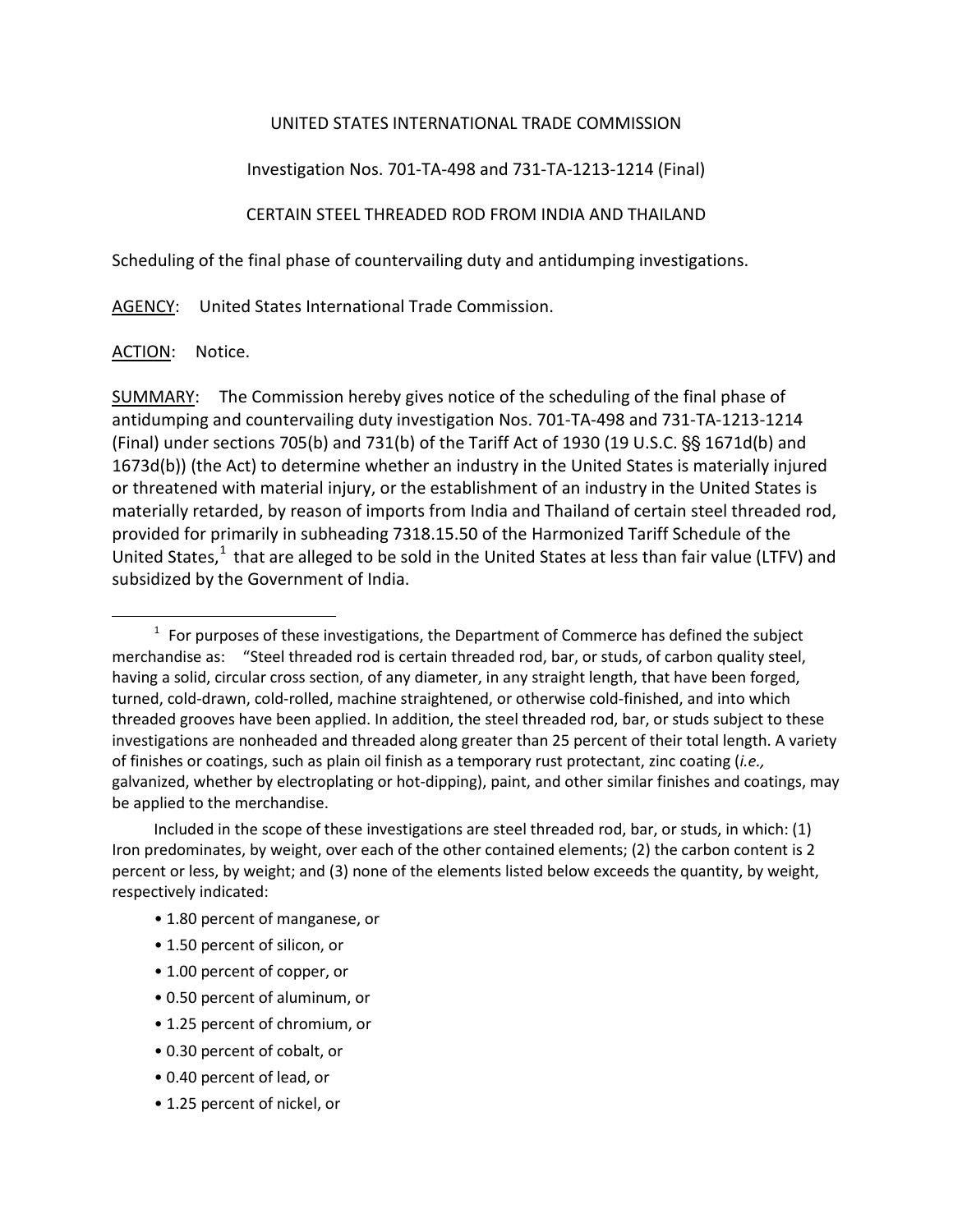UNITED STATES INTERNATIONAL TRADE COMMISSION

Investigation Nos. 701-TA-498 and 731-TA-1213-1214 (Final)

CERTAIN STEEL THREADED ROD FROM INDIA AND THAILAND

Scheduling of the final phase of countervailing duty and antidumping investigations.

AGENCY: United States International Trade Commission.

ACTION: Notice.

SUMMARY: The Commission hereby gives notice of the scheduling of the final phase of antidumping and countervailing duty investigation Nos. 701-TA-498 and 731-TA-1213-1214 (Final) under sections 705(b) and 731(b) of the Tariff Act of 1930 (19 U.S.C. §§ 1671d(b) and 1673d(b)) (the Act) to determine whether an industry in the United States is materially injured or threatened with material injury, or the establishment of an industry in the United States is materially retarded, by reason of imports from India and Thailand of certain steel threaded rod, provided for primarily in subheading 7318.15.50 of the Harmonized Tariff Schedule of the United States,[1] that are alleged to be sold in the United States at less than fair value (LTFV) and subsidized by the Government of India.

[1] For purposes of these investigations, the Department of Commerce has defined the subject merchandise as: "Steel threaded rod is certain threaded rod, bar, or studs, of carbon quality steel, having a solid, circular cross section, of any diameter, in any straight length, that have been forged, turned, cold-drawn, cold-rolled, machine straightened, or otherwise cold-finished, and into which threaded grooves have been applied. In addition, the steel threaded rod, bar, or studs subject to these investigations are nonheaded and threaded along greater than 25 percent of their total length. A variety of finishes or coatings, such as plain oil finish as a temporary rust protectant, zinc coating (*i.e.,* galvanized, whether by electroplating or hot-dipping), paint, and other similar finishes and coatings, may be applied to the merchandise.

Included in the scope of these investigations are steel threaded rod, bar, or studs, in which: (1) Iron predominates, by weight, over each of the other contained elements; (2) the carbon content is 2 percent or less, by weight; and (3) none of the elements listed below exceeds the quantity, by weight, respectively indicated:

- 1.80 percent of manganese, or
- 1.50 percent of silicon, or
- 1.00 percent of copper, or
- 0.50 percent of aluminum, or
- 1.25 percent of chromium, or
- 0.30 percent of cobalt, or
- 0.40 percent of lead, or
- 1.25 percent of nickel, or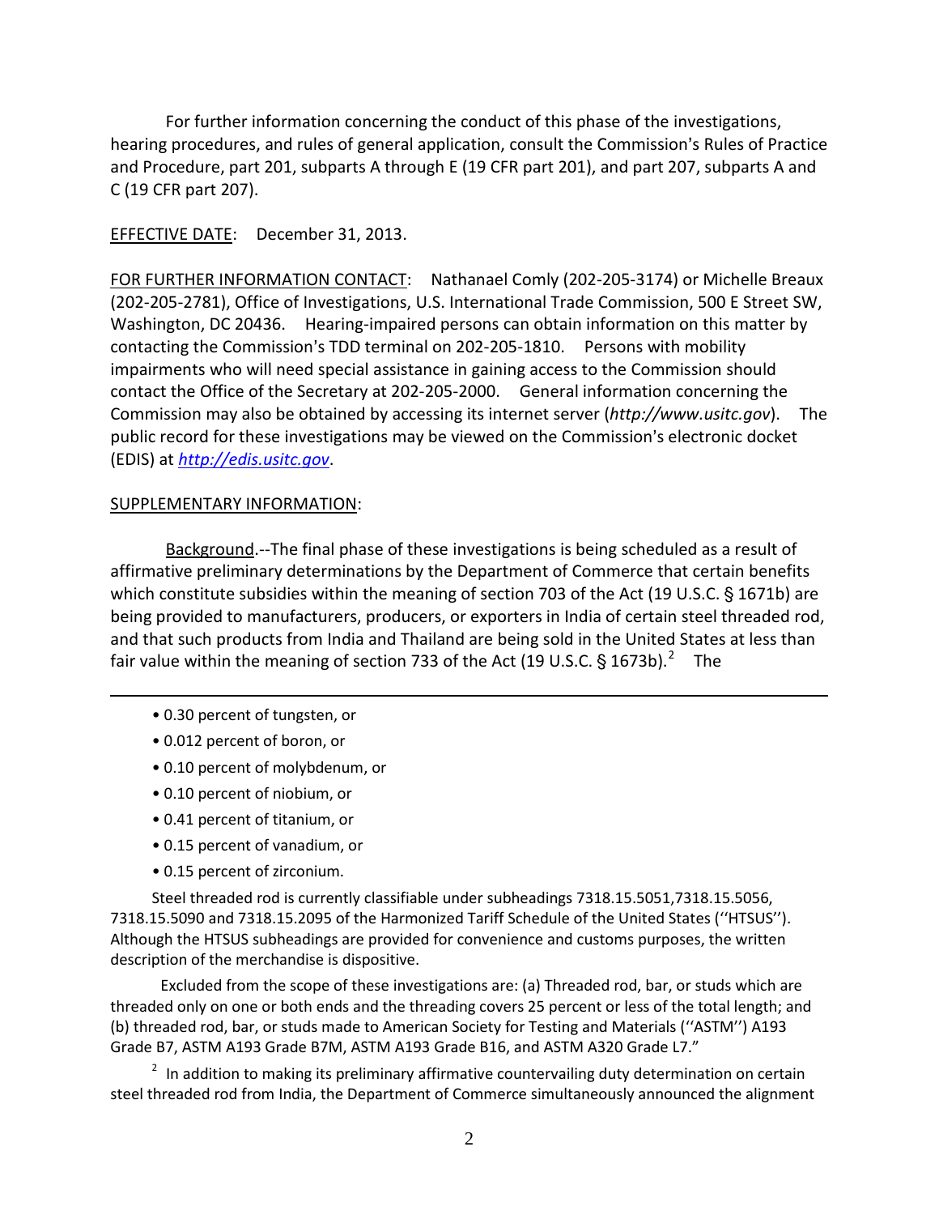For further information concerning the conduct of this phase of the investigations, hearing procedures, and rules of general application, consult the Commission's Rules of Practice and Procedure, part 201, subparts A through E (19 CFR part 201), and part 207, subparts A and C (19 CFR part 207).

<u>EFFECTIVE DATE</u>: December 31, 2013.

<u>FOR FURTHER INFORMATION CONTACT</u>: Nathanael Comly (202-205-3174) or Michelle Breaux (202-205-2781), Office of Investigations, U.S. International Trade Commission, 500 E Street SW, Washington, DC 20436. Hearing-impaired persons can obtain information on this matter by contacting the Commission's TDD terminal on 202-205-1810. Persons with mobility impairments who will need special assistance in gaining access to the Commission should contact the Office of the Secretary at 202-205-2000. General information concerning the Commission may also be obtained by accessing its internet server (*http://www.usitc.gov*). The public record for these investigations may be viewed on the Commission's electronic docket (EDIS) at *http://edis.usitc.gov*.

<u>SUPPLEMENTARY INFORMATION</u>:

<u>Background</u>.--The final phase of these investigations is being scheduled as a result of affirmative preliminary determinations by the Department of Commerce that certain benefits which constitute subsidies within the meaning of section 703 of the Act (19 U.S.C. § 1671b) are being provided to manufacturers, producers, or exporters in India of certain steel threaded rod, and that such products from India and Thailand are being sold in the United States at less than fair value within the meaning of section 733 of the Act (19 U.S.C. § 1673b).[2] The

---

- 0.30 percent of tungsten, or
- 0.012 percent of boron, or
- 0.10 percent of molybdenum, or
- 0.10 percent of niobium, or
- 0.41 percent of titanium, or
- 0.15 percent of vanadium, or
- 0.15 percent of zirconium.

Steel threaded rod is currently classifiable under subheadings 7318.15.5051,7318.15.5056, 7318.15.5090 and 7318.15.2095 of the Harmonized Tariff Schedule of the United States (''HTSUS''). Although the HTSUS subheadings are provided for convenience and customs purposes, the written description of the merchandise is dispositive.

Excluded from the scope of these investigations are: (a) Threaded rod, bar, or studs which are threaded only on one or both ends and the threading covers 25 percent or less of the total length; and (b) threaded rod, bar, or studs made to American Society for Testing and Materials (''ASTM'') A193 Grade B7, ASTM A193 Grade B7M, ASTM A193 Grade B16, and ASTM A320 Grade L7."

[2] In addition to making its preliminary affirmative countervailing duty determination on certain steel threaded rod from India, the Department of Commerce simultaneously announced the alignment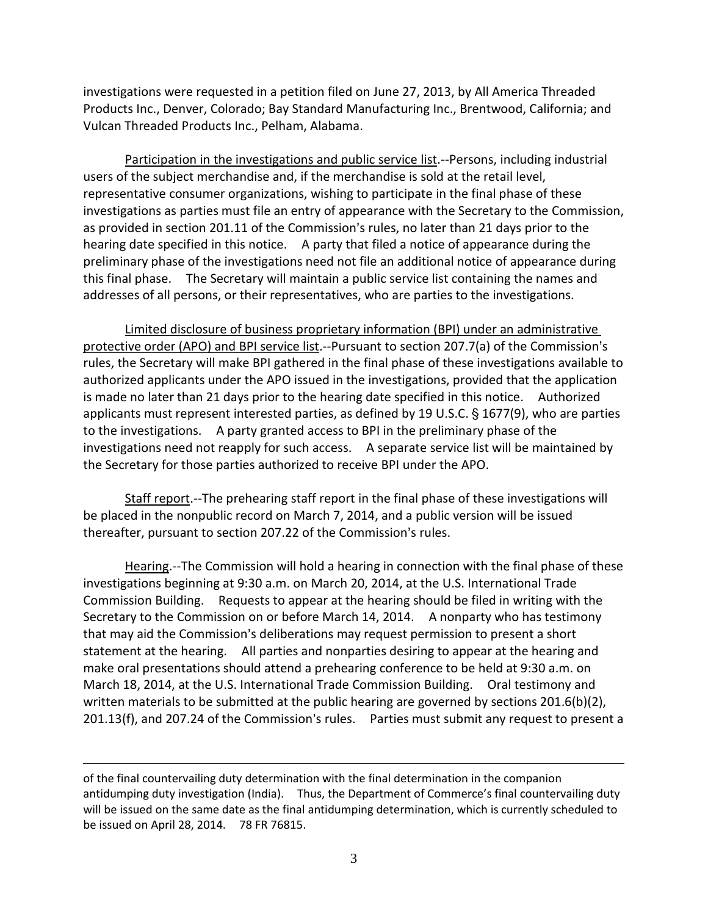investigations were requested in a petition filed on June 27, 2013, by All America Threaded Products Inc., Denver, Colorado; Bay Standard Manufacturing Inc., Brentwood, California; and Vulcan Threaded Products Inc., Pelham, Alabama.

Participation in the investigations and public service list.--Persons, including industrial users of the subject merchandise and, if the merchandise is sold at the retail level, representative consumer organizations, wishing to participate in the final phase of these investigations as parties must file an entry of appearance with the Secretary to the Commission, as provided in section 201.11 of the Commission's rules, no later than 21 days prior to the hearing date specified in this notice. A party that filed a notice of appearance during the preliminary phase of the investigations need not file an additional notice of appearance during this final phase. The Secretary will maintain a public service list containing the names and addresses of all persons, or their representatives, who are parties to the investigations.

Limited disclosure of business proprietary information (BPI) under an administrative protective order (APO) and BPI service list.--Pursuant to section 207.7(a) of the Commission's rules, the Secretary will make BPI gathered in the final phase of these investigations available to authorized applicants under the APO issued in the investigations, provided that the application is made no later than 21 days prior to the hearing date specified in this notice. Authorized applicants must represent interested parties, as defined by 19 U.S.C. § 1677(9), who are parties to the investigations. A party granted access to BPI in the preliminary phase of the investigations need not reapply for such access. A separate service list will be maintained by the Secretary for those parties authorized to receive BPI under the APO.

Staff report.--The prehearing staff report in the final phase of these investigations will be placed in the nonpublic record on March 7, 2014, and a public version will be issued thereafter, pursuant to section 207.22 of the Commission's rules.

Hearing.--The Commission will hold a hearing in connection with the final phase of these investigations beginning at 9:30 a.m. on March 20, 2014, at the U.S. International Trade Commission Building. Requests to appear at the hearing should be filed in writing with the Secretary to the Commission on or before March 14, 2014. A nonparty who has testimony that may aid the Commission's deliberations may request permission to present a short statement at the hearing. All parties and nonparties desiring to appear at the hearing and make oral presentations should attend a prehearing conference to be held at 9:30 a.m. on March 18, 2014, at the U.S. International Trade Commission Building. Oral testimony and written materials to be submitted at the public hearing are governed by sections 201.6(b)(2), 201.13(f), and 207.24 of the Commission's rules. Parties must submit any request to present a

---

of the final countervailing duty determination with the final determination in the companion antidumping duty investigation (India). Thus, the Department of Commerce's final countervailing duty will be issued on the same date as the final antidumping determination, which is currently scheduled to be issued on April 28, 2014. 78 FR 76815.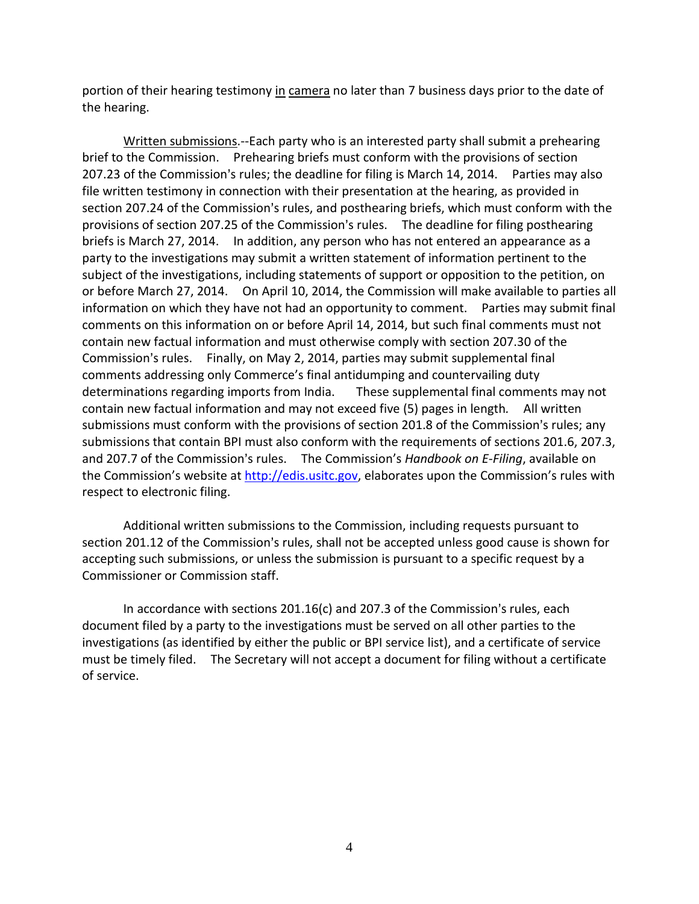portion of their hearing testimony in camera no later than 7 business days prior to the date of the hearing.

Written submissions.--Each party who is an interested party shall submit a prehearing brief to the Commission. Prehearing briefs must conform with the provisions of section 207.23 of the Commission's rules; the deadline for filing is March 14, 2014. Parties may also file written testimony in connection with their presentation at the hearing, as provided in section 207.24 of the Commission's rules, and posthearing briefs, which must conform with the provisions of section 207.25 of the Commission's rules. The deadline for filing posthearing briefs is March 27, 2014. In addition, any person who has not entered an appearance as a party to the investigations may submit a written statement of information pertinent to the subject of the investigations, including statements of support or opposition to the petition, on or before March 27, 2014. On April 10, 2014, the Commission will make available to parties all information on which they have not had an opportunity to comment. Parties may submit final comments on this information on or before April 14, 2014, but such final comments must not contain new factual information and must otherwise comply with section 207.30 of the Commission's rules. Finally, on May 2, 2014, parties may submit supplemental final comments addressing only Commerce's final antidumping and countervailing duty determinations regarding imports from India. These supplemental final comments may not contain new factual information and may not exceed five (5) pages in length. All written submissions must conform with the provisions of section 201.8 of the Commission's rules; any submissions that contain BPI must also conform with the requirements of sections 201.6, 207.3, and 207.7 of the Commission's rules. The Commission's *Handbook on E-Filing*, available on the Commission's website at http://edis.usitc.gov, elaborates upon the Commission's rules with respect to electronic filing.

Additional written submissions to the Commission, including requests pursuant to section 201.12 of the Commission's rules, shall not be accepted unless good cause is shown for accepting such submissions, or unless the submission is pursuant to a specific request by a Commissioner or Commission staff.

In accordance with sections 201.16(c) and 207.3 of the Commission's rules, each document filed by a party to the investigations must be served on all other parties to the investigations (as identified by either the public or BPI service list), and a certificate of service must be timely filed. The Secretary will not accept a document for filing without a certificate of service.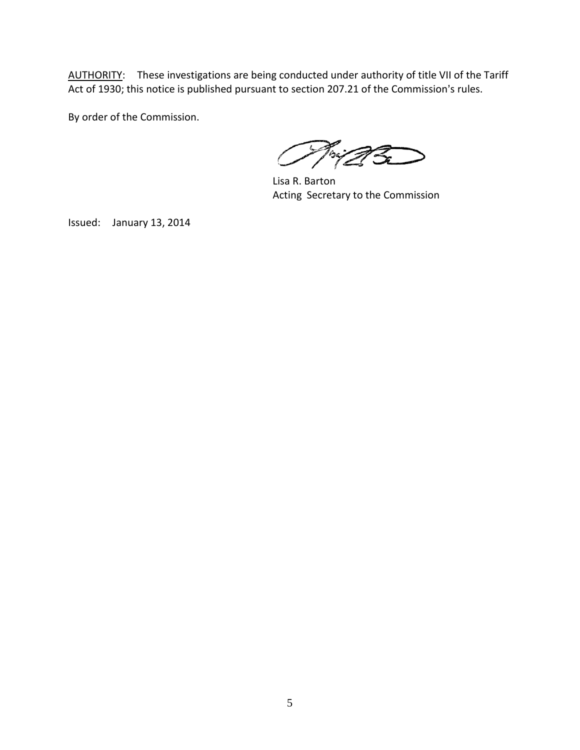AUTHORITY: These investigations are being conducted under authority of title VII of the Tariff Act of 1930; this notice is published pursuant to section 207.21 of the Commission's rules.

By order of the Commission.

Lisa R. Barton
Acting Secretary to the Commission

Issued: January 13, 2014